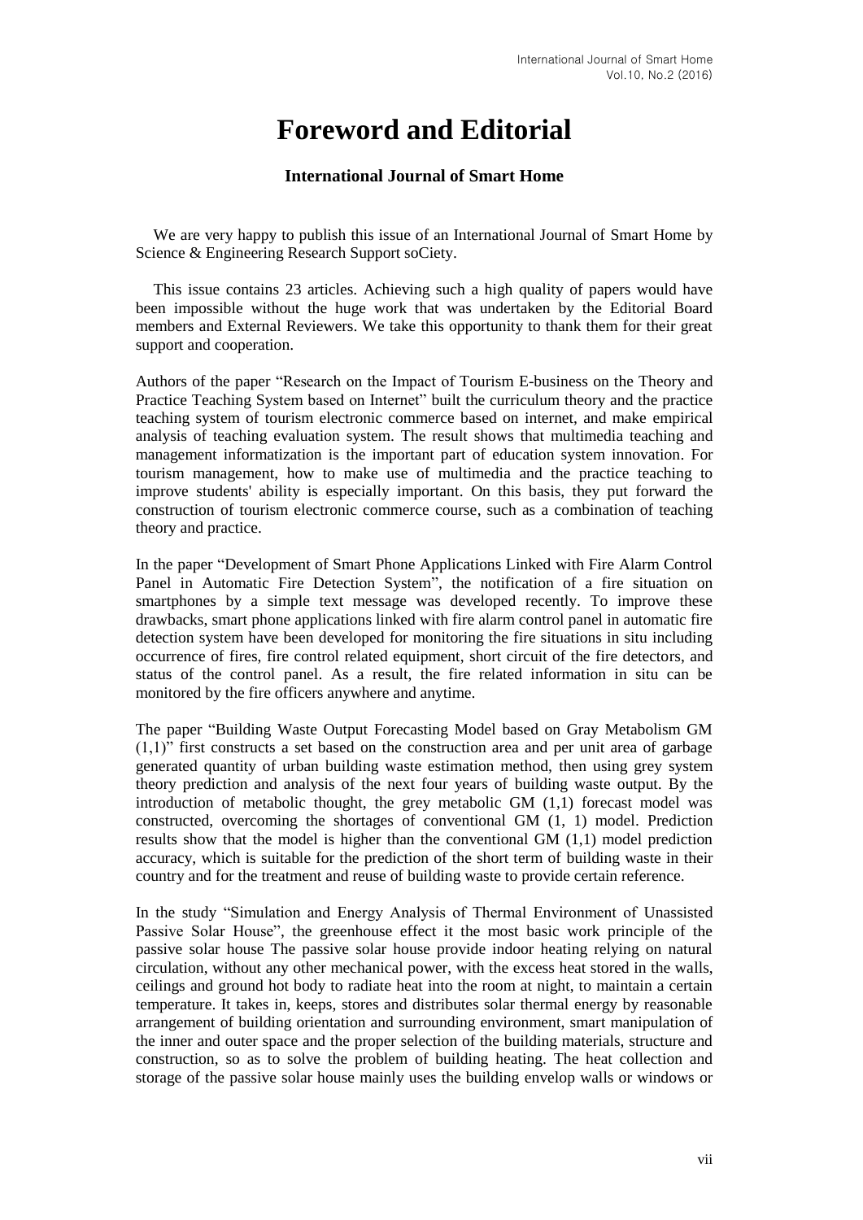# Foreword and Editorial

### International Journal of Smart Home

We are very happy to publish this issue of an International Journal of Smart Home by Science & Engineering Research Support soCiety.

This issue contains 23 articles. Achieving such a high quality of papers would have been impossible without the huge work that was undertaken by the Editorial Board members and External Reviewers. We take this opportunity to thank them for their great support and cooperation.

Authors of the paper "Research on the Impact of Tourism E-business on the Theory and Practice Teaching System based on Internet" built the curriculum theory and the practice teaching system of tourism electronic commerce based on internet, and make empirical analysis of teaching evaluation system. The result shows that multimedia teaching and management informatization is the important part of education system innovation. For tourism management, how to make use of multimedia and the practice teaching to improve students' ability is especially important. On this basis, they put forward the construction of tourism electronic commerce course, such as a combination of teaching theory and practice.

In the paper "Development of Smart Phone Applications Linked with Fire Alarm Control Panel in Automatic Fire Detection System", the notification of a fire situation on smartphones by a simple text message was developed recently. To improve these drawbacks, smart phone applications linked with fire alarm control panel in automatic fire detection system have been developed for monitoring the fire situations in situ including occurrence of fires, fire control related equipment, short circuit of the fire detectors, and status of the control panel. As a result, the fire related information in situ can be monitored by the fire officers anywhere and anytime.

The paper "Building Waste Output Forecasting Model based on Gray Metabolism GM (1,1)" first constructs a set based on the construction area and per unit area of garbage generated quantity of urban building waste estimation method, then using grey system theory prediction and analysis of the next four years of building waste output. By the introduction of metabolic thought, the grey metabolic GM (1,1) forecast model was constructed, overcoming the shortages of conventional GM (1, 1) model. Prediction results show that the model is higher than the conventional GM (1,1) model prediction accuracy, which is suitable for the prediction of the short term of building waste in their country and for the treatment and reuse of building waste to provide certain reference.

In the study "Simulation and Energy Analysis of Thermal Environment of Unassisted Passive Solar House", the greenhouse effect it the most basic work principle of the passive solar house The passive solar house provide indoor heating relying on natural circulation, without any other mechanical power, with the excess heat stored in the walls, ceilings and ground hot body to radiate heat into the room at night, to maintain a certain temperature. It takes in, keeps, stores and distributes solar thermal energy by reasonable arrangement of building orientation and surrounding environment, smart manipulation of the inner and outer space and the proper selection of the building materials, structure and construction, so as to solve the problem of building heating. The heat collection and storage of the passive solar house mainly uses the building envelop walls or windows or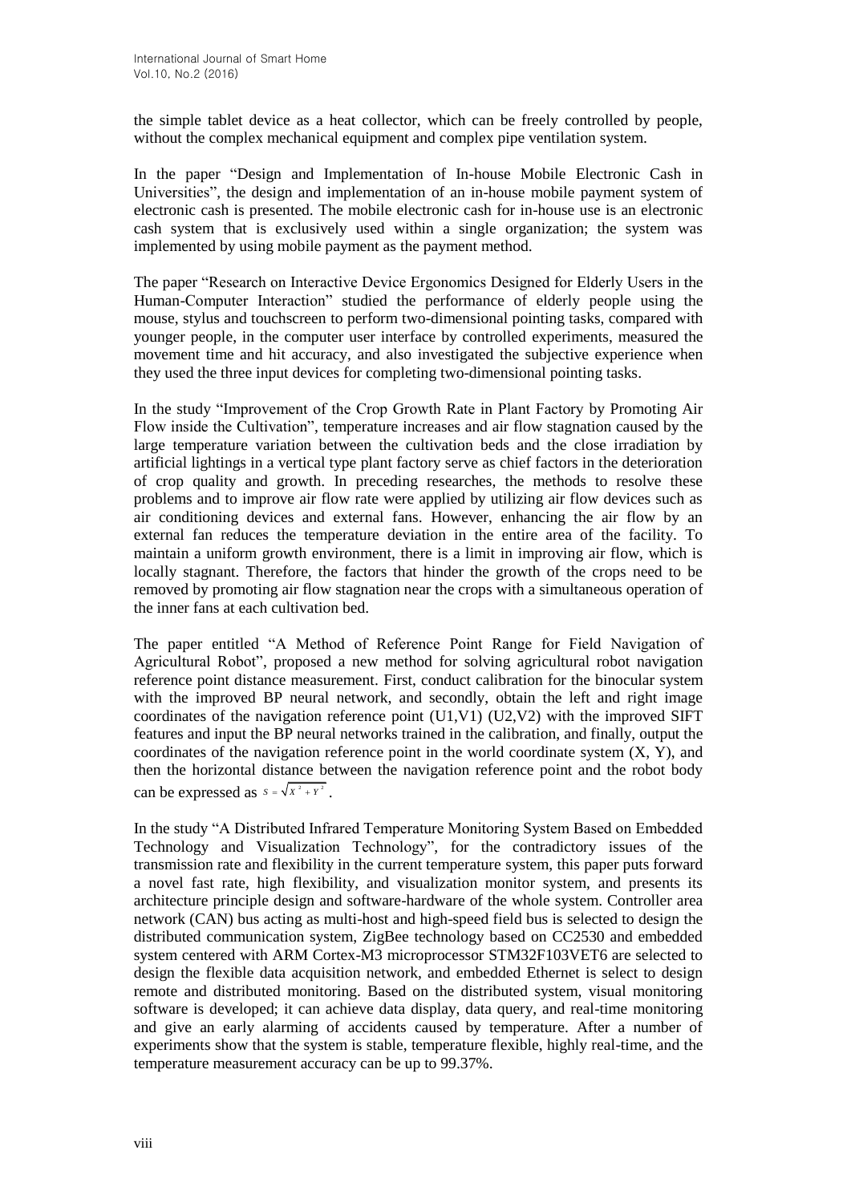the simple tablet device as a heat collector, which can be freely controlled by people, without the complex mechanical equipment and complex pipe ventilation system.

In the paper "Design and Implementation of In-house Mobile Electronic Cash in Universities", the design and implementation of an in-house mobile payment system of electronic cash is presented. The mobile electronic cash for in-house use is an electronic cash system that is exclusively used within a single organization; the system was implemented by using mobile payment as the payment method.

The paper "Research on Interactive Device Ergonomics Designed for Elderly Users in the Human-Computer Interaction" studied the performance of elderly people using the mouse, stylus and touchscreen to perform two-dimensional pointing tasks, compared with younger people, in the computer user interface by controlled experiments, measured the movement time and hit accuracy, and also investigated the subjective experience when they used the three input devices for completing two-dimensional pointing tasks.

In the study "Improvement of the Crop Growth Rate in Plant Factory by Promoting Air Flow inside the Cultivation", temperature increases and air flow stagnation caused by the large temperature variation between the cultivation beds and the close irradiation by artificial lightings in a vertical type plant factory serve as chief factors in the deterioration of crop quality and growth. In preceding researches, the methods to resolve these problems and to improve air flow rate were applied by utilizing air flow devices such as air conditioning devices and external fans. However, enhancing the air flow by an external fan reduces the temperature deviation in the entire area of the facility. To maintain a uniform growth environment, there is a limit in improving air flow, which is locally stagnant. Therefore, the factors that hinder the growth of the crops need to be removed by promoting air flow stagnation near the crops with a simultaneous operation of the inner fans at each cultivation bed.

The paper entitled "A Method of Reference Point Range for Field Navigation of Agricultural Robot", proposed a new method for solving agricultural robot navigation reference point distance measurement. First, conduct calibration for the binocular system with the improved BP neural network, and secondly, obtain the left and right image coordinates of the navigation reference point (U1,V1) (U2,V2) with the improved SIFT features and input the BP neural networks trained in the calibration, and finally, output the coordinates of the navigation reference point in the world coordinate system (X, Y), and then the horizontal distance between the navigation reference point and the robot body can be expressed as $s = \sqrt{X^2 + Y^2}$.

In the study "A Distributed Infrared Temperature Monitoring System Based on Embedded Technology and Visualization Technology", for the contradictory issues of the transmission rate and flexibility in the current temperature system, this paper puts forward a novel fast rate, high flexibility, and visualization monitor system, and presents its architecture principle design and software-hardware of the whole system. Controller area network (CAN) bus acting as multi-host and high-speed field bus is selected to design the distributed communication system, ZigBee technology based on CC2530 and embedded system centered with ARM Cortex-M3 microprocessor STM32F103VET6 are selected to design the flexible data acquisition network, and embedded Ethernet is select to design remote and distributed monitoring. Based on the distributed system, visual monitoring software is developed; it can achieve data display, data query, and real-time monitoring and give an early alarming of accidents caused by temperature. After a number of experiments show that the system is stable, temperature flexible, highly real-time, and the temperature measurement accuracy can be up to 99.37%.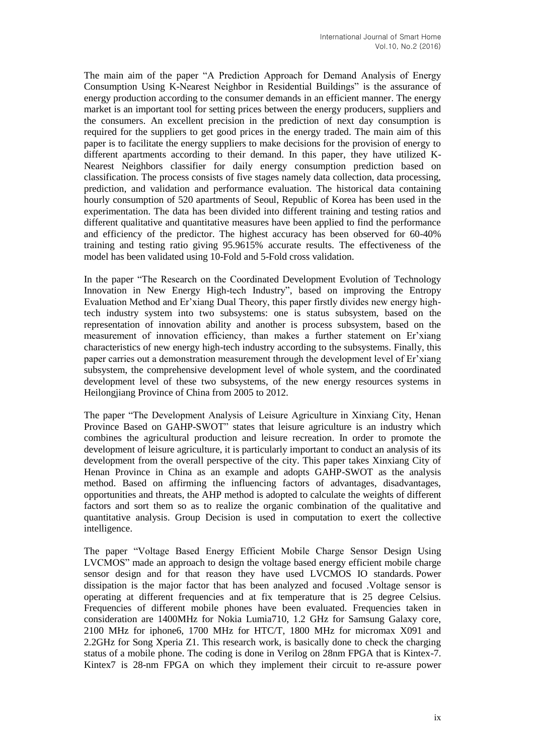The main aim of the paper "A Prediction Approach for Demand Analysis of Energy Consumption Using K-Nearest Neighbor in Residential Buildings" is the assurance of energy production according to the consumer demands in an efficient manner. The energy market is an important tool for setting prices between the energy producers, suppliers and the consumers. An excellent precision in the prediction of next day consumption is required for the suppliers to get good prices in the energy traded. The main aim of this paper is to facilitate the energy suppliers to make decisions for the provision of energy to different apartments according to their demand. In this paper, they have utilized K-Nearest Neighbors classifier for daily energy consumption prediction based on classification. The process consists of five stages namely data collection, data processing, prediction, and validation and performance evaluation. The historical data containing hourly consumption of 520 apartments of Seoul, Republic of Korea has been used in the experimentation. The data has been divided into different training and testing ratios and different qualitative and quantitative measures have been applied to find the performance and efficiency of the predictor. The highest accuracy has been observed for 60-40% training and testing ratio giving 95.9615% accurate results. The effectiveness of the model has been validated using 10-Fold and 5-Fold cross validation.

In the paper "The Research on the Coordinated Development Evolution of Technology Innovation in New Energy High-tech Industry", based on improving the Entropy Evaluation Method and Er'xiang Dual Theory, this paper firstly divides new energy high-tech industry system into two subsystems: one is status subsystem, based on the representation of innovation ability and another is process subsystem, based on the measurement of innovation efficiency, than makes a further statement on Er'xiang characteristics of new energy high-tech industry according to the subsystems. Finally, this paper carries out a demonstration measurement through the development level of Er'xiang subsystem, the comprehensive development level of whole system, and the coordinated development level of these two subsystems, of the new energy resources systems in Heilongjiang Province of China from 2005 to 2012.

The paper "The Development Analysis of Leisure Agriculture in Xinxiang City, Henan Province Based on GAHP-SWOT" states that leisure agriculture is an industry which combines the agricultural production and leisure recreation. In order to promote the development of leisure agriculture, it is particularly important to conduct an analysis of its development from the overall perspective of the city. This paper takes Xinxiang City of Henan Province in China as an example and adopts GAHP-SWOT as the analysis method. Based on affirming the influencing factors of advantages, disadvantages, opportunities and threats, the AHP method is adopted to calculate the weights of different factors and sort them so as to realize the organic combination of the qualitative and quantitative analysis. Group Decision is used in computation to exert the collective intelligence.

The paper "Voltage Based Energy Efficient Mobile Charge Sensor Design Using LVCMOS" made an approach to design the voltage based energy efficient mobile charge sensor design and for that reason they have used LVCMOS IO standards. Power dissipation is the major factor that has been analyzed and focused .Voltage sensor is operating at different frequencies and at fix temperature that is 25 degree Celsius. Frequencies of different mobile phones have been evaluated. Frequencies taken in consideration are 1400MHz for Nokia Lumia710, 1.2 GHz for Samsung Galaxy core, 2100 MHz for iphone6, 1700 MHz for HTC/T, 1800 MHz for micromax X091 and 2.2GHz for Song Xperia Z1. This research work, is basically done to check the charging status of a mobile phone. The coding is done in Verilog on 28nm FPGA that is Kintex-7. Kintex7 is 28-nm FPGA on which they implement their circuit to re-assure power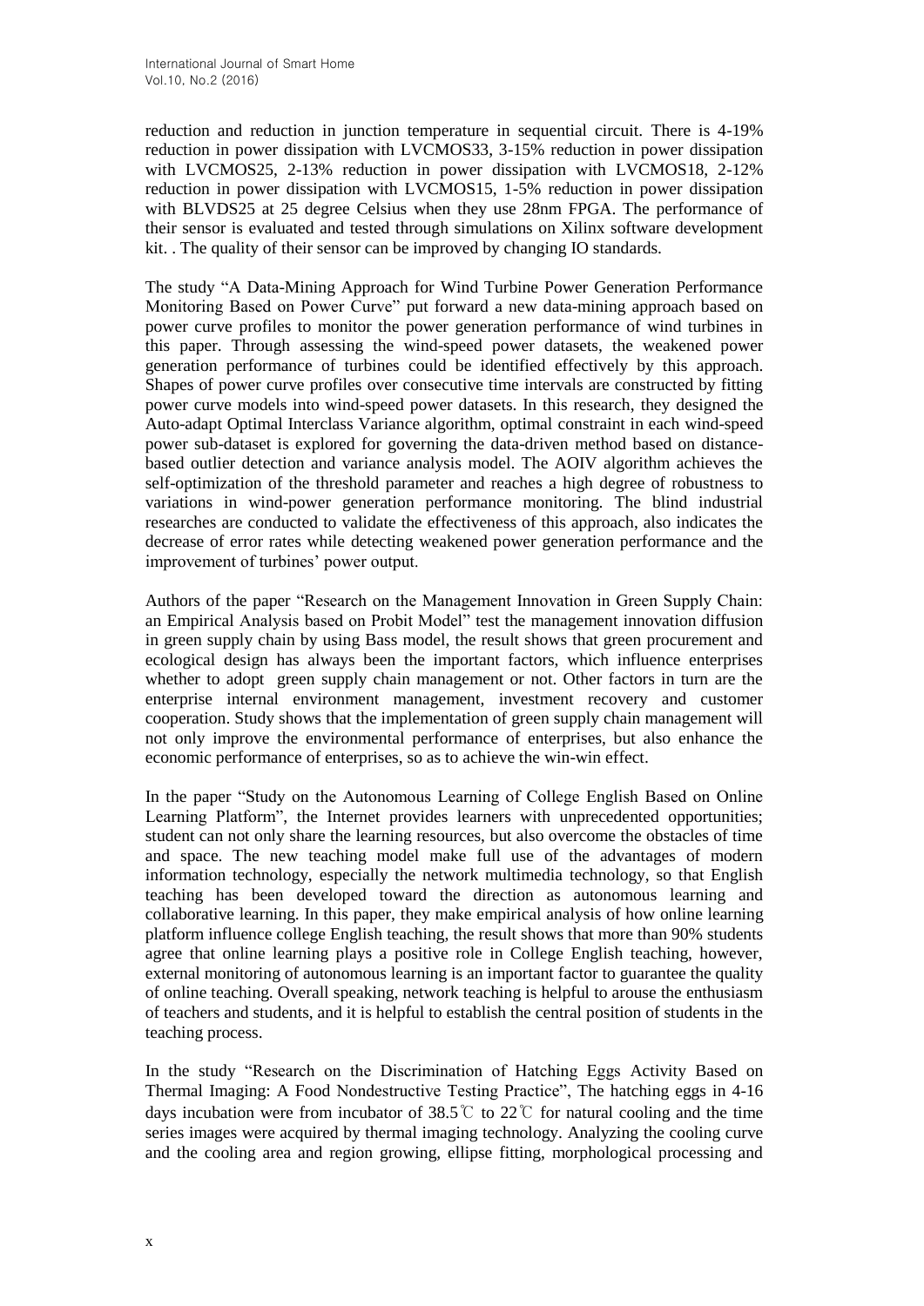reduction and reduction in junction temperature in sequential circuit. There is 4-19% reduction in power dissipation with LVCMOS33, 3-15% reduction in power dissipation with LVCMOS25, 2-13% reduction in power dissipation with LVCMOS18, 2-12% reduction in power dissipation with LVCMOS15, 1-5% reduction in power dissipation with BLVDS25 at 25 degree Celsius when they use 28nm FPGA. The performance of their sensor is evaluated and tested through simulations on Xilinx software development kit. . The quality of their sensor can be improved by changing IO standards.

The study "A Data-Mining Approach for Wind Turbine Power Generation Performance Monitoring Based on Power Curve" put forward a new data-mining approach based on power curve profiles to monitor the power generation performance of wind turbines in this paper. Through assessing the wind-speed power datasets, the weakened power generation performance of turbines could be identified effectively by this approach. Shapes of power curve profiles over consecutive time intervals are constructed by fitting power curve models into wind-speed power datasets. In this research, they designed the Auto-adapt Optimal Interclass Variance algorithm, optimal constraint in each wind-speed power sub-dataset is explored for governing the data-driven method based on distance-based outlier detection and variance analysis model. The AOIV algorithm achieves the self-optimization of the threshold parameter and reaches a high degree of robustness to variations in wind-power generation performance monitoring. The blind industrial researches are conducted to validate the effectiveness of this approach, also indicates the decrease of error rates while detecting weakened power generation performance and the improvement of turbines' power output.

Authors of the paper "Research on the Management Innovation in Green Supply Chain: an Empirical Analysis based on Probit Model" test the management innovation diffusion in green supply chain by using Bass model, the result shows that green procurement and ecological design has always been the important factors, which influence enterprises whether to adopt green supply chain management or not. Other factors in turn are the enterprise internal environment management, investment recovery and customer cooperation. Study shows that the implementation of green supply chain management will not only improve the environmental performance of enterprises, but also enhance the economic performance of enterprises, so as to achieve the win-win effect.

In the paper "Study on the Autonomous Learning of College English Based on Online Learning Platform", the Internet provides learners with unprecedented opportunities; student can not only share the learning resources, but also overcome the obstacles of time and space. The new teaching model make full use of the advantages of modern information technology, especially the network multimedia technology, so that English teaching has been developed toward the direction as autonomous learning and collaborative learning. In this paper, they make empirical analysis of how online learning platform influence college English teaching, the result shows that more than 90% students agree that online learning plays a positive role in College English teaching, however, external monitoring of autonomous learning is an important factor to guarantee the quality of online teaching. Overall speaking, network teaching is helpful to arouse the enthusiasm of teachers and students, and it is helpful to establish the central position of students in the teaching process.

In the study "Research on the Discrimination of Hatching Eggs Activity Based on Thermal Imaging: A Food Nondestructive Testing Practice", The hatching eggs in 4-16 days incubation were from incubator of 38.5℃ to 22℃ for natural cooling and the time series images were acquired by thermal imaging technology. Analyzing the cooling curve and the cooling area and region growing, ellipse fitting, morphological processing and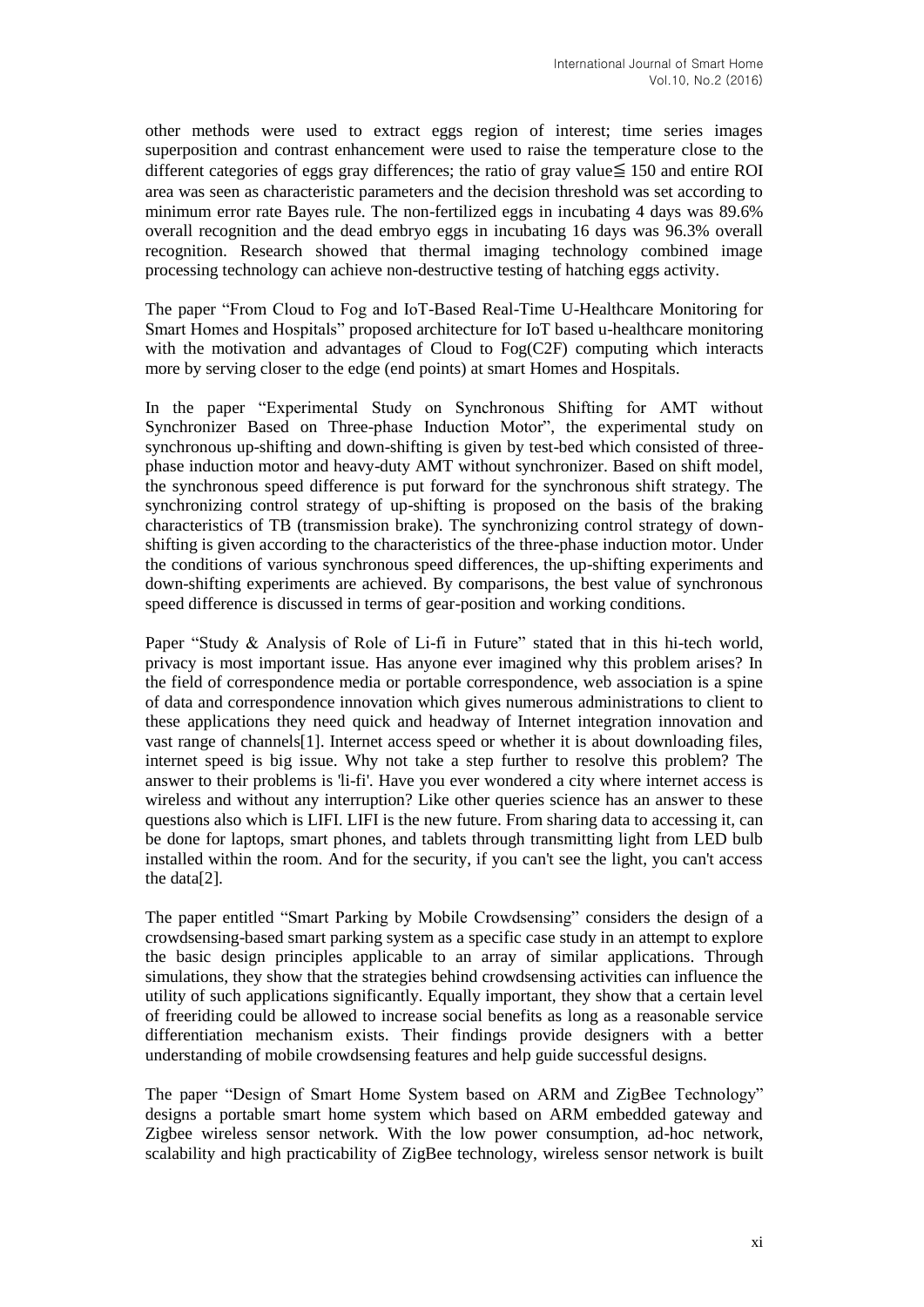other methods were used to extract eggs region of interest; time series images superposition and contrast enhancement were used to raise the temperature close to the different categories of eggs gray differences; the ratio of gray value≦ 150 and entire ROI area was seen as characteristic parameters and the decision threshold was set according to minimum error rate Bayes rule. The non-fertilized eggs in incubating 4 days was 89.6% overall recognition and the dead embryo eggs in incubating 16 days was 96.3% overall recognition. Research showed that thermal imaging technology combined image processing technology can achieve non-destructive testing of hatching eggs activity.

The paper "From Cloud to Fog and IoT-Based Real-Time U-Healthcare Monitoring for Smart Homes and Hospitals" proposed architecture for IoT based u-healthcare monitoring with the motivation and advantages of Cloud to Fog(C2F) computing which interacts more by serving closer to the edge (end points) at smart Homes and Hospitals.

In the paper "Experimental Study on Synchronous Shifting for AMT without Synchronizer Based on Three-phase Induction Motor", the experimental study on synchronous up-shifting and down-shifting is given by test-bed which consisted of three-phase induction motor and heavy-duty AMT without synchronizer. Based on shift model, the synchronous speed difference is put forward for the synchronous shift strategy. The synchronizing control strategy of up-shifting is proposed on the basis of the braking characteristics of TB (transmission brake). The synchronizing control strategy of down-shifting is given according to the characteristics of the three-phase induction motor. Under the conditions of various synchronous speed differences, the up-shifting experiments and down-shifting experiments are achieved. By comparisons, the best value of synchronous speed difference is discussed in terms of gear-position and working conditions.

Paper "Study & Analysis of Role of Li-fi in Future" stated that in this hi-tech world, privacy is most important issue. Has anyone ever imagined why this problem arises? In the field of correspondence media or portable correspondence, web association is a spine of data and correspondence innovation which gives numerous administrations to client to these applications they need quick and headway of Internet integration innovation and vast range of channels[1]. Internet access speed or whether it is about downloading files, internet speed is big issue. Why not take a step further to resolve this problem? The answer to their problems is 'li-fi'. Have you ever wondered a city where internet access is wireless and without any interruption? Like other queries science has an answer to these questions also which is LIFI. LIFI is the new future. From sharing data to accessing it, can be done for laptops, smart phones, and tablets through transmitting light from LED bulb installed within the room. And for the security, if you can't see the light, you can't access the data[2].

The paper entitled "Smart Parking by Mobile Crowdsensing" considers the design of a crowdsensing-based smart parking system as a specific case study in an attempt to explore the basic design principles applicable to an array of similar applications. Through simulations, they show that the strategies behind crowdsensing activities can influence the utility of such applications significantly. Equally important, they show that a certain level of freeriding could be allowed to increase social benefits as long as a reasonable service differentiation mechanism exists. Their findings provide designers with a better understanding of mobile crowdsensing features and help guide successful designs.

The paper "Design of Smart Home System based on ARM and ZigBee Technology" designs a portable smart home system which based on ARM embedded gateway and Zigbee wireless sensor network. With the low power consumption, ad-hoc network, scalability and high practicability of ZigBee technology, wireless sensor network is built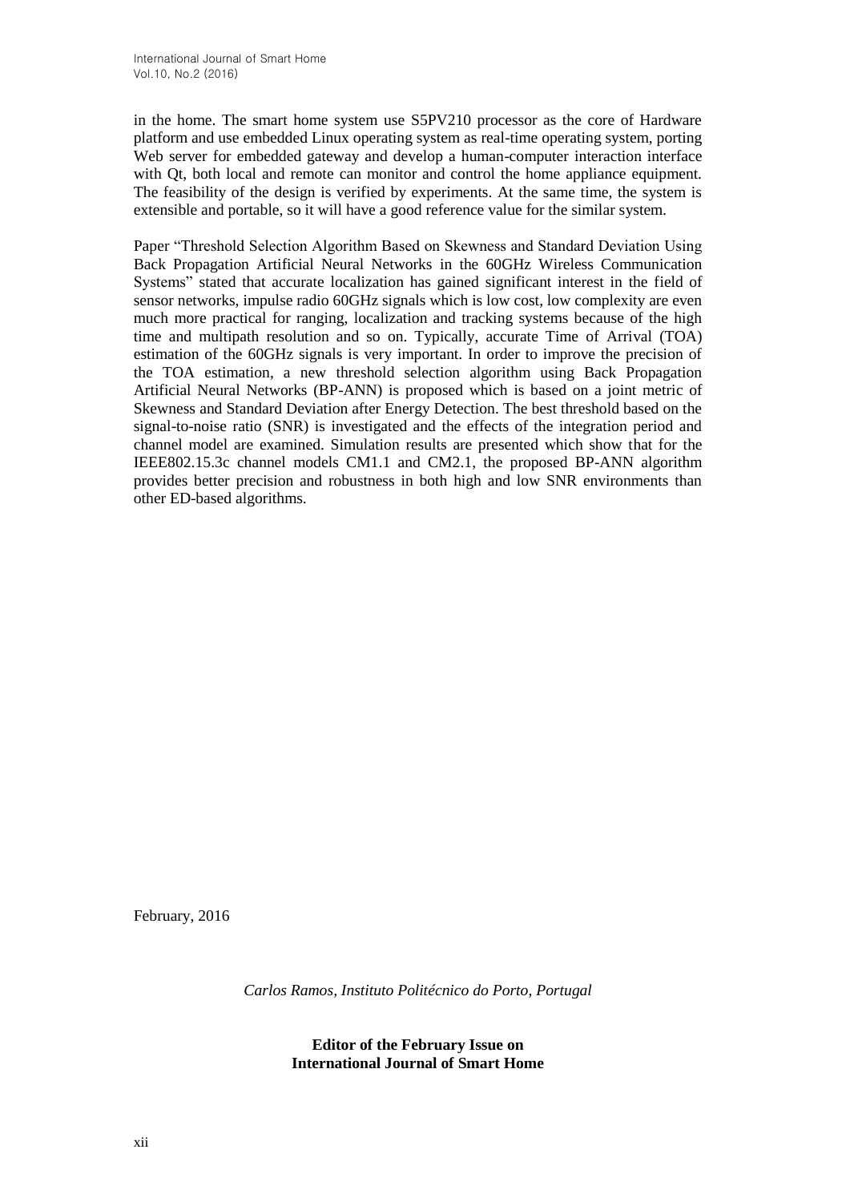in the home. The smart home system use S5PV210 processor as the core of Hardware platform and use embedded Linux operating system as real-time operating system, porting Web server for embedded gateway and develop a human-computer interaction interface with Qt, both local and remote can monitor and control the home appliance equipment. The feasibility of the design is verified by experiments. At the same time, the system is extensible and portable, so it will have a good reference value for the similar system.

Paper "Threshold Selection Algorithm Based on Skewness and Standard Deviation Using Back Propagation Artificial Neural Networks in the 60GHz Wireless Communication Systems" stated that accurate localization has gained significant interest in the field of sensor networks, impulse radio 60GHz signals which is low cost, low complexity are even much more practical for ranging, localization and tracking systems because of the high time and multipath resolution and so on. Typically, accurate Time of Arrival (TOA) estimation of the 60GHz signals is very important. In order to improve the precision of the TOA estimation, a new threshold selection algorithm using Back Propagation Artificial Neural Networks (BP-ANN) is proposed which is based on a joint metric of Skewness and Standard Deviation after Energy Detection. The best threshold based on the signal-to-noise ratio (SNR) is investigated and the effects of the integration period and channel model are examined. Simulation results are presented which show that for the IEEE802.15.3c channel models CM1.1 and CM2.1, the proposed BP-ANN algorithm provides better precision and robustness in both high and low SNR environments than other ED-based algorithms.

February, 2016

*Carlos Ramos, Instituto Politécnico do Porto, Portugal*

**Editor of the February Issue on**
**International Journal of Smart Home**